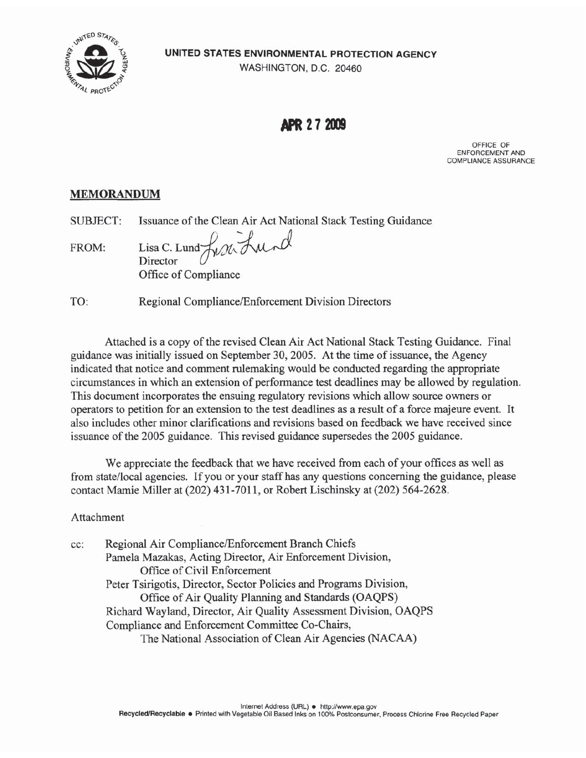UNITED STATES ENVIRONMENTAL PROTECTION AGENCY
WASHINGTON, D.C. 20460

**APR 27 2009**

OFFICE OF
ENFORCEMENT AND
COMPLIANCE ASSURANCE

## MEMORANDUM

SUBJECT: Issuance of the Clean Air Act National Stack Testing Guidance

FROM: Lisa C. Lund
Director
Office of Compliance

TO: Regional Compliance/Enforcement Division Directors

Attached is a copy of the revised Clean Air Act National Stack Testing Guidance. Final guidance was initially issued on September 30, 2005. At the time of issuance, the Agency indicated that notice and comment rulemaking would be conducted regarding the appropriate circumstances in which an extension of performance test deadlines may be allowed by regulation. This document incorporates the ensuing regulatory revisions which allow source owners or operators to petition for an extension to the test deadlines as a result of a force majeure event. It also includes other minor clarifications and revisions based on feedback we have received since issuance of the 2005 guidance. This revised guidance supersedes the 2005 guidance.

We appreciate the feedback that we have received from each of your offices as well as from state/local agencies. If you or your staff has any questions concerning the guidance, please contact Mamie Miller at (202) 431-7011, or Robert Lischinsky at (202) 564-2628.

Attachment

cc: Regional Air Compliance/Enforcement Branch Chiefs
Pamela Mazakas, Acting Director, Air Enforcement Division,
Office of Civil Enforcement
Peter Tsirigotis, Director, Sector Policies and Programs Division,
Office of Air Quality Planning and Standards (OAQPS)
Richard Wayland, Director, Air Quality Assessment Division, OAQPS
Compliance and Enforcement Committee Co-Chairs,
The National Association of Clean Air Agencies (NACAA)

Internet Address (URL) • http://www.epa.gov
Recycled/Recyclable • Printed with Vegetable Oil Based Inks on 100% Postconsumer, Process Chlorine Free Recycled Paper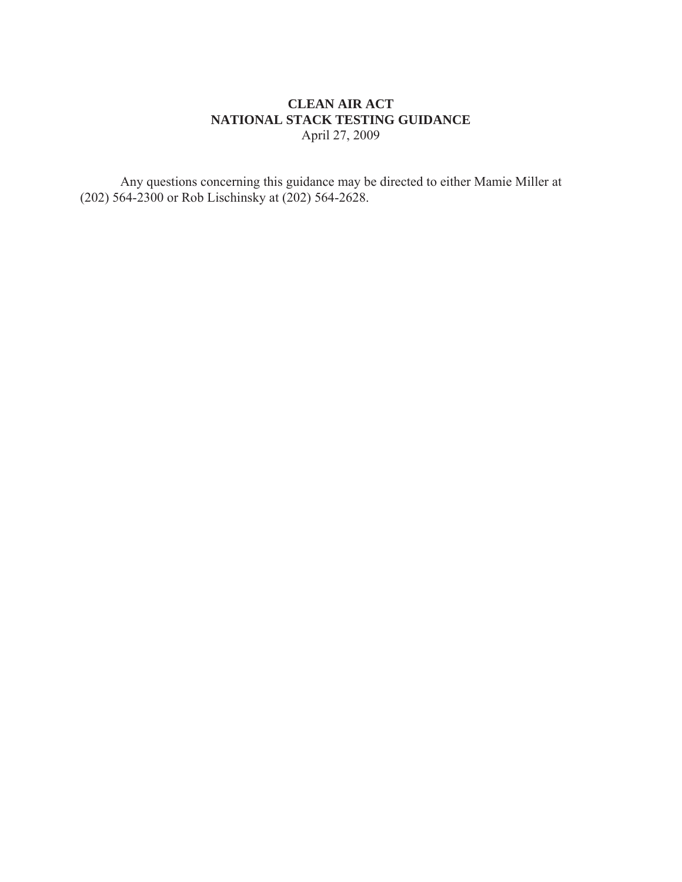**CLEAN AIR ACT**
**NATIONAL STACK TESTING GUIDANCE**
April 27, 2009

Any questions concerning this guidance may be directed to either Mamie Miller at (202) 564-2300 or Rob Lischinsky at (202) 564-2628.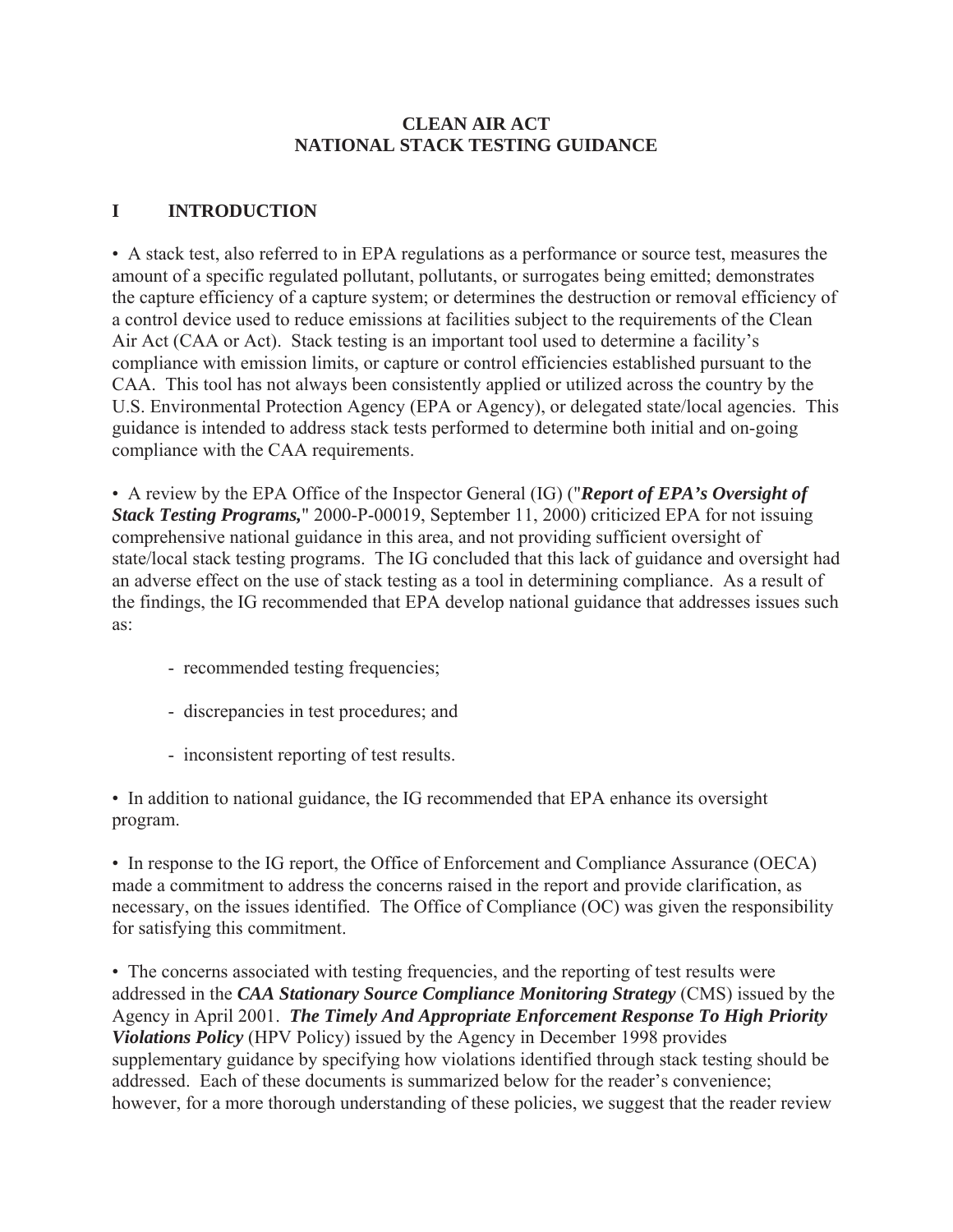**CLEAN AIR ACT**
**NATIONAL STACK TESTING GUIDANCE**

## I INTRODUCTION

• A stack test, also referred to in EPA regulations as a performance or source test, measures the amount of a specific regulated pollutant, pollutants, or surrogates being emitted; demonstrates the capture efficiency of a capture system; or determines the destruction or removal efficiency of a control device used to reduce emissions at facilities subject to the requirements of the Clean Air Act (CAA or Act). Stack testing is an important tool used to determine a facility's compliance with emission limits, or capture or control efficiencies established pursuant to the CAA. This tool has not always been consistently applied or utilized across the country by the U.S. Environmental Protection Agency (EPA or Agency), or delegated state/local agencies. This guidance is intended to address stack tests performed to determine both initial and on-going compliance with the CAA requirements.

• A review by the EPA Office of the Inspector General (IG) ("***Report of EPA's Oversight of Stack Testing Programs,***" 2000-P-00019, September 11, 2000) criticized EPA for not issuing comprehensive national guidance in this area, and not providing sufficient oversight of state/local stack testing programs. The IG concluded that this lack of guidance and oversight had an adverse effect on the use of stack testing as a tool in determining compliance. As a result of the findings, the IG recommended that EPA develop national guidance that addresses issues such as:

- recommended testing frequencies;
- discrepancies in test procedures; and
- inconsistent reporting of test results.

• In addition to national guidance, the IG recommended that EPA enhance its oversight program.

• In response to the IG report, the Office of Enforcement and Compliance Assurance (OECA) made a commitment to address the concerns raised in the report and provide clarification, as necessary, on the issues identified. The Office of Compliance (OC) was given the responsibility for satisfying this commitment.

• The concerns associated with testing frequencies, and the reporting of test results were addressed in the ***CAA Stationary Source Compliance Monitoring Strategy*** (CMS) issued by the Agency in April 2001. ***The Timely And Appropriate Enforcement Response To High Priority Violations Policy*** (HPV Policy) issued by the Agency in December 1998 provides supplementary guidance by specifying how violations identified through stack testing should be addressed. Each of these documents is summarized below for the reader's convenience; however, for a more thorough understanding of these policies, we suggest that the reader review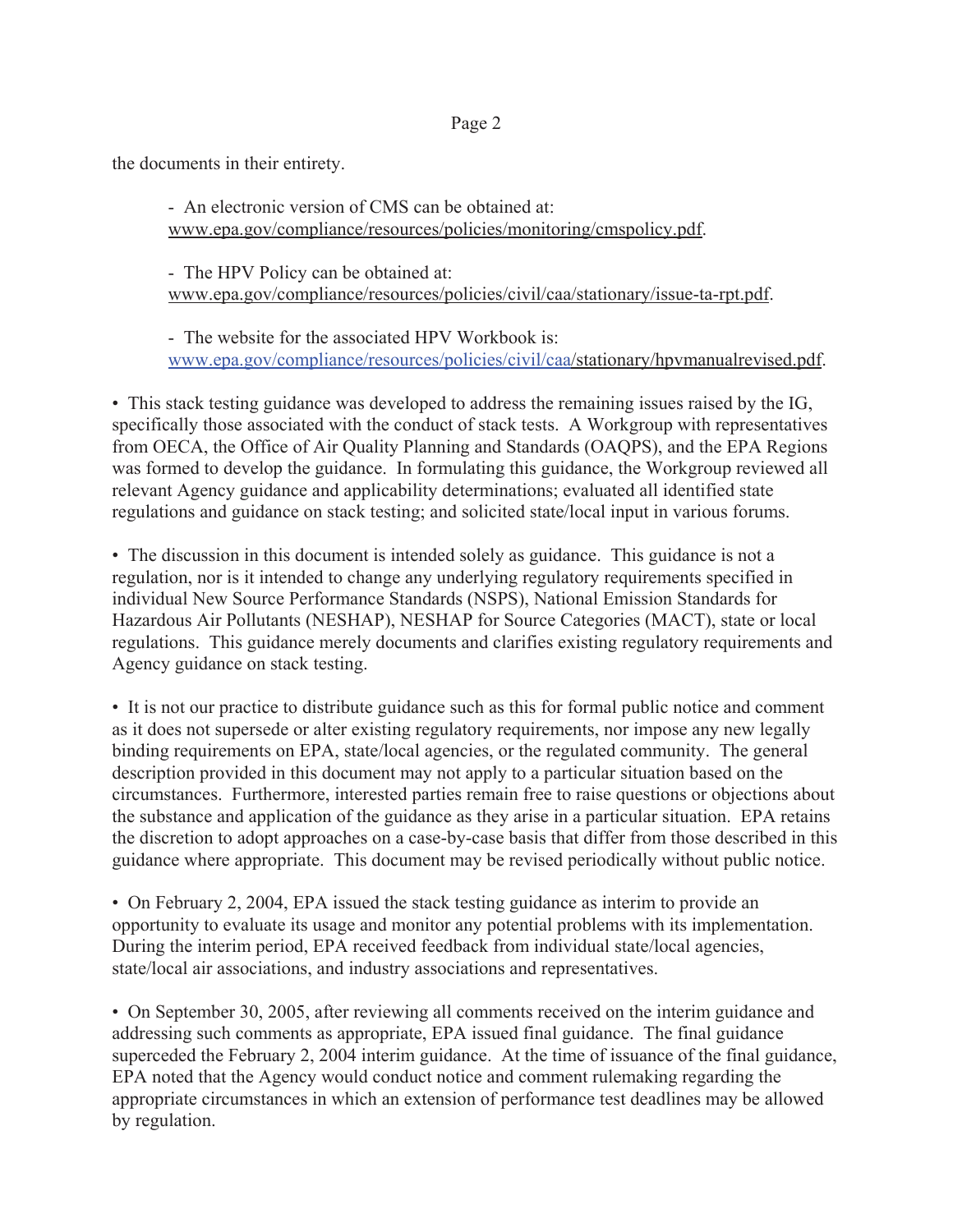the documents in their entirety.

- An electronic version of CMS can be obtained at: www.epa.gov/compliance/resources/policies/monitoring/cmspolicy.pdf.

- The HPV Policy can be obtained at: www.epa.gov/compliance/resources/policies/civil/caa/stationary/issue-ta-rpt.pdf.

- The website for the associated HPV Workbook is: www.epa.gov/compliance/resources/policies/civil/caa/stationary/hpvmanualrevised.pdf.

• This stack testing guidance was developed to address the remaining issues raised by the IG, specifically those associated with the conduct of stack tests. A Workgroup with representatives from OECA, the Office of Air Quality Planning and Standards (OAQPS), and the EPA Regions was formed to develop the guidance. In formulating this guidance, the Workgroup reviewed all relevant Agency guidance and applicability determinations; evaluated all identified state regulations and guidance on stack testing; and solicited state/local input in various forums.

• The discussion in this document is intended solely as guidance. This guidance is not a regulation, nor is it intended to change any underlying regulatory requirements specified in individual New Source Performance Standards (NSPS), National Emission Standards for Hazardous Air Pollutants (NESHAP), NESHAP for Source Categories (MACT), state or local regulations. This guidance merely documents and clarifies existing regulatory requirements and Agency guidance on stack testing.

• It is not our practice to distribute guidance such as this for formal public notice and comment as it does not supersede or alter existing regulatory requirements, nor impose any new legally binding requirements on EPA, state/local agencies, or the regulated community. The general description provided in this document may not apply to a particular situation based on the circumstances. Furthermore, interested parties remain free to raise questions or objections about the substance and application of the guidance as they arise in a particular situation. EPA retains the discretion to adopt approaches on a case-by-case basis that differ from those described in this guidance where appropriate. This document may be revised periodically without public notice.

• On February 2, 2004, EPA issued the stack testing guidance as interim to provide an opportunity to evaluate its usage and monitor any potential problems with its implementation. During the interim period, EPA received feedback from individual state/local agencies, state/local air associations, and industry associations and representatives.

• On September 30, 2005, after reviewing all comments received on the interim guidance and addressing such comments as appropriate, EPA issued final guidance. The final guidance superceded the February 2, 2004 interim guidance. At the time of issuance of the final guidance, EPA noted that the Agency would conduct notice and comment rulemaking regarding the appropriate circumstances in which an extension of performance test deadlines may be allowed by regulation.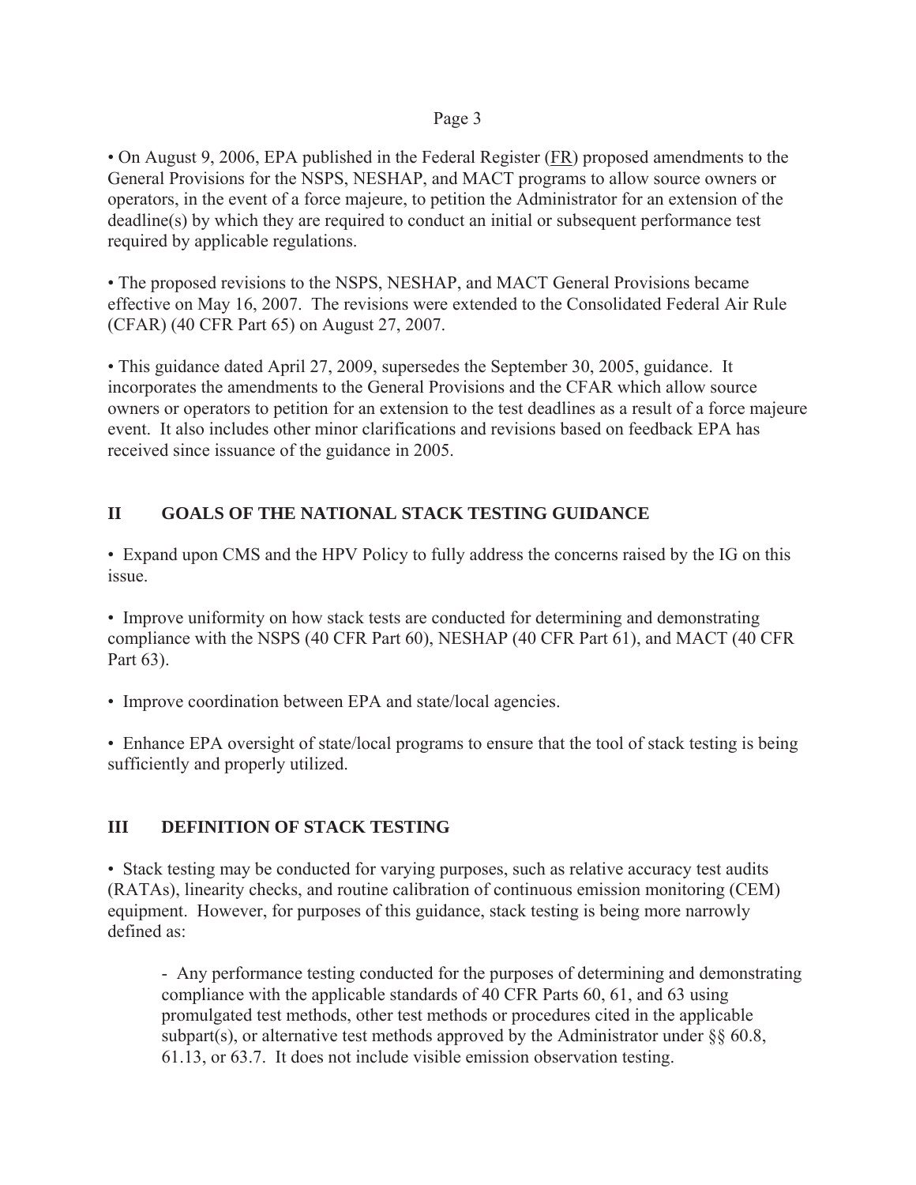• On August 9, 2006, EPA published in the Federal Register (FR) proposed amendments to the General Provisions for the NSPS, NESHAP, and MACT programs to allow source owners or operators, in the event of a force majeure, to petition the Administrator for an extension of the deadline(s) by which they are required to conduct an initial or subsequent performance test required by applicable regulations.

• The proposed revisions to the NSPS, NESHAP, and MACT General Provisions became effective on May 16, 2007. The revisions were extended to the Consolidated Federal Air Rule (CFAR) (40 CFR Part 65) on August 27, 2007.

• This guidance dated April 27, 2009, supersedes the September 30, 2005, guidance. It incorporates the amendments to the General Provisions and the CFAR which allow source owners or operators to petition for an extension to the test deadlines as a result of a force majeure event. It also includes other minor clarifications and revisions based on feedback EPA has received since issuance of the guidance in 2005.

## II GOALS OF THE NATIONAL STACK TESTING GUIDANCE

• Expand upon CMS and the HPV Policy to fully address the concerns raised by the IG on this issue.

• Improve uniformity on how stack tests are conducted for determining and demonstrating compliance with the NSPS (40 CFR Part 60), NESHAP (40 CFR Part 61), and MACT (40 CFR Part 63).

• Improve coordination between EPA and state/local agencies.

• Enhance EPA oversight of state/local programs to ensure that the tool of stack testing is being sufficiently and properly utilized.

## III DEFINITION OF STACK TESTING

• Stack testing may be conducted for varying purposes, such as relative accuracy test audits (RATAs), linearity checks, and routine calibration of continuous emission monitoring (CEM) equipment. However, for purposes of this guidance, stack testing is being more narrowly defined as:

- Any performance testing conducted for the purposes of determining and demonstrating compliance with the applicable standards of 40 CFR Parts 60, 61, and 63 using promulgated test methods, other test methods or procedures cited in the applicable subpart(s), or alternative test methods approved by the Administrator under §§ 60.8, 61.13, or 63.7. It does not include visible emission observation testing.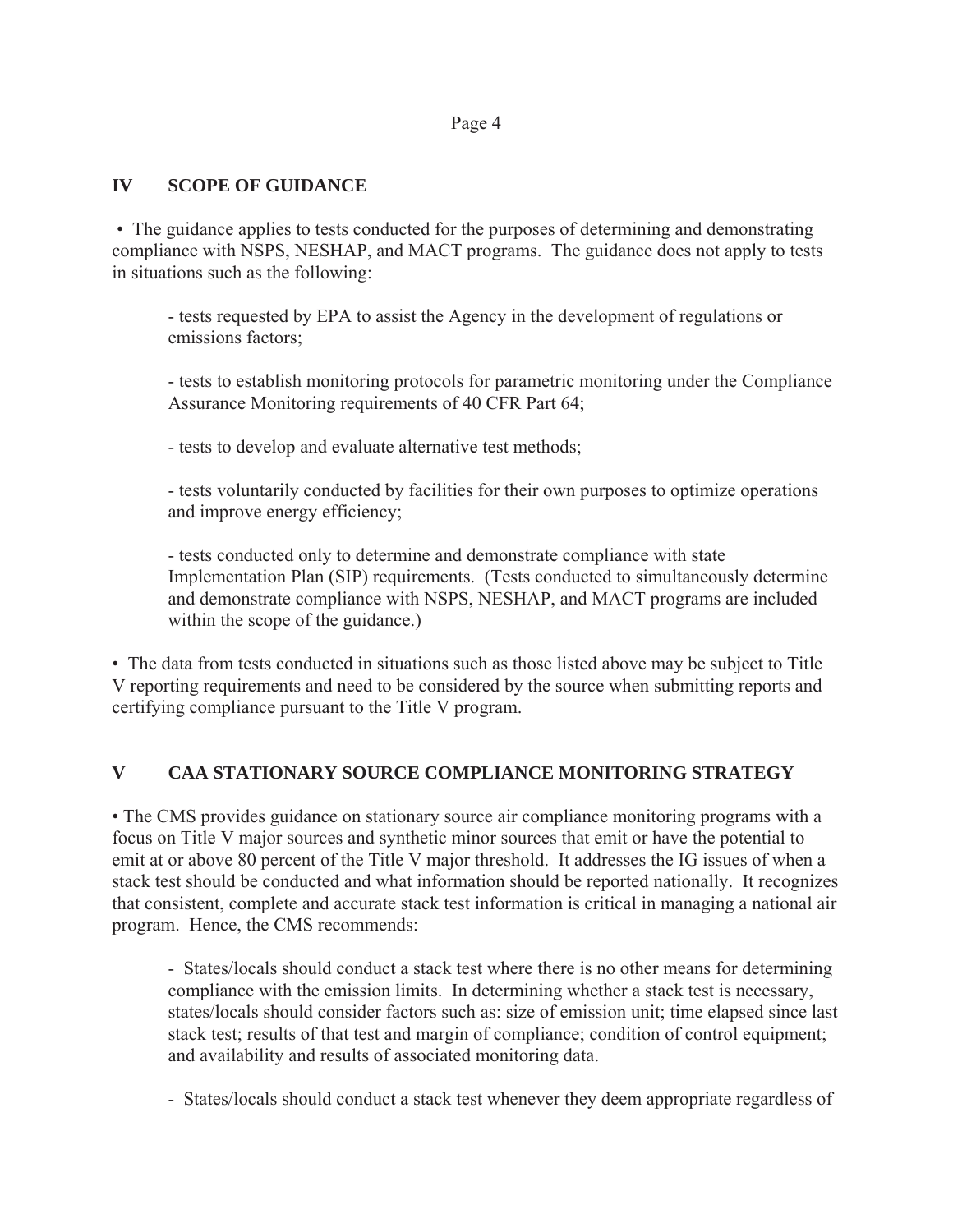## IV SCOPE OF GUIDANCE

- The guidance applies to tests conducted for the purposes of determining and demonstrating compliance with NSPS, NESHAP, and MACT programs. The guidance does not apply to tests in situations such as the following:

  - tests requested by EPA to assist the Agency in the development of regulations or emissions factors;

  - tests to establish monitoring protocols for parametric monitoring under the Compliance Assurance Monitoring requirements of 40 CFR Part 64;

  - tests to develop and evaluate alternative test methods;

  - tests voluntarily conducted by facilities for their own purposes to optimize operations and improve energy efficiency;

  - tests conducted only to determine and demonstrate compliance with state Implementation Plan (SIP) requirements. (Tests conducted to simultaneously determine and demonstrate compliance with NSPS, NESHAP, and MACT programs are included within the scope of the guidance.)

- The data from tests conducted in situations such as those listed above may be subject to Title V reporting requirements and need to be considered by the source when submitting reports and certifying compliance pursuant to the Title V program.

## V CAA STATIONARY SOURCE COMPLIANCE MONITORING STRATEGY

- The CMS provides guidance on stationary source air compliance monitoring programs with a focus on Title V major sources and synthetic minor sources that emit or have the potential to emit at or above 80 percent of the Title V major threshold. It addresses the IG issues of when a stack test should be conducted and what information should be reported nationally. It recognizes that consistent, complete and accurate stack test information is critical in managing a national air program. Hence, the CMS recommends:

  - States/locals should conduct a stack test where there is no other means for determining compliance with the emission limits. In determining whether a stack test is necessary, states/locals should consider factors such as: size of emission unit; time elapsed since last stack test; results of that test and margin of compliance; condition of control equipment; and availability and results of associated monitoring data.

  - States/locals should conduct a stack test whenever they deem appropriate regardless of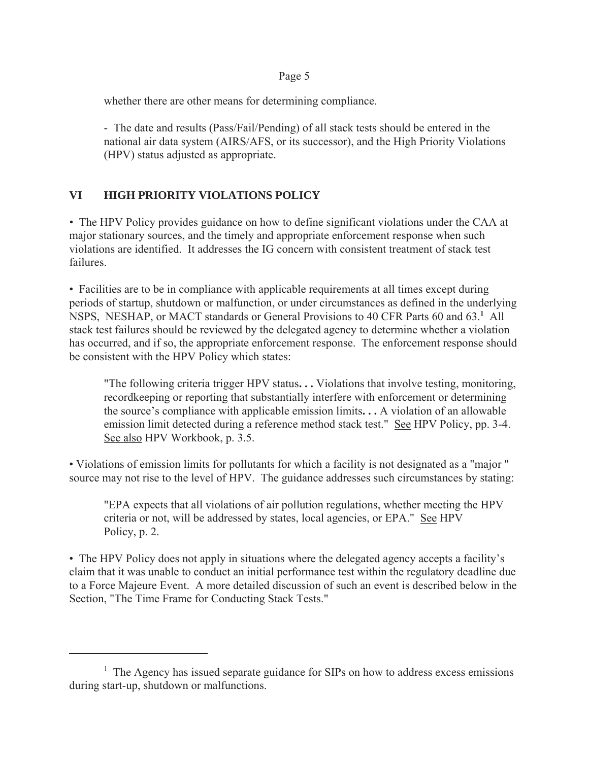whether there are other means for determining compliance.

- The date and results (Pass/Fail/Pending) of all stack tests should be entered in the national air data system (AIRS/AFS, or its successor), and the High Priority Violations (HPV) status adjusted as appropriate.

## VI HIGH PRIORITY VIOLATIONS POLICY

• The HPV Policy provides guidance on how to define significant violations under the CAA at major stationary sources, and the timely and appropriate enforcement response when such violations are identified. It addresses the IG concern with consistent treatment of stack test failures.

• Facilities are to be in compliance with applicable requirements at all times except during periods of startup, shutdown or malfunction, or under circumstances as defined in the underlying NSPS, NESHAP, or MACT standards or General Provisions to 40 CFR Parts 60 and 63.[1] All stack test failures should be reviewed by the delegated agency to determine whether a violation has occurred, and if so, the appropriate enforcement response. The enforcement response should be consistent with the HPV Policy which states:

> "The following criteria trigger HPV status**. . .** Violations that involve testing, monitoring, recordkeeping or reporting that substantially interfere with enforcement or determining the source's compliance with applicable emission limits**. . .** A violation of an allowable emission limit detected during a reference method stack test." See HPV Policy, pp. 3-4. See also HPV Workbook, p. 3.5.

• Violations of emission limits for pollutants for which a facility is not designated as a "major " source may not rise to the level of HPV. The guidance addresses such circumstances by stating:

> "EPA expects that all violations of air pollution regulations, whether meeting the HPV criteria or not, will be addressed by states, local agencies, or EPA." See HPV Policy, p. 2.

• The HPV Policy does not apply in situations where the delegated agency accepts a facility's claim that it was unable to conduct an initial performance test within the regulatory deadline due to a Force Majeure Event. A more detailed discussion of such an event is described below in the Section, "The Time Frame for Conducting Stack Tests."

---

[1] The Agency has issued separate guidance for SIPs on how to address excess emissions during start-up, shutdown or malfunctions.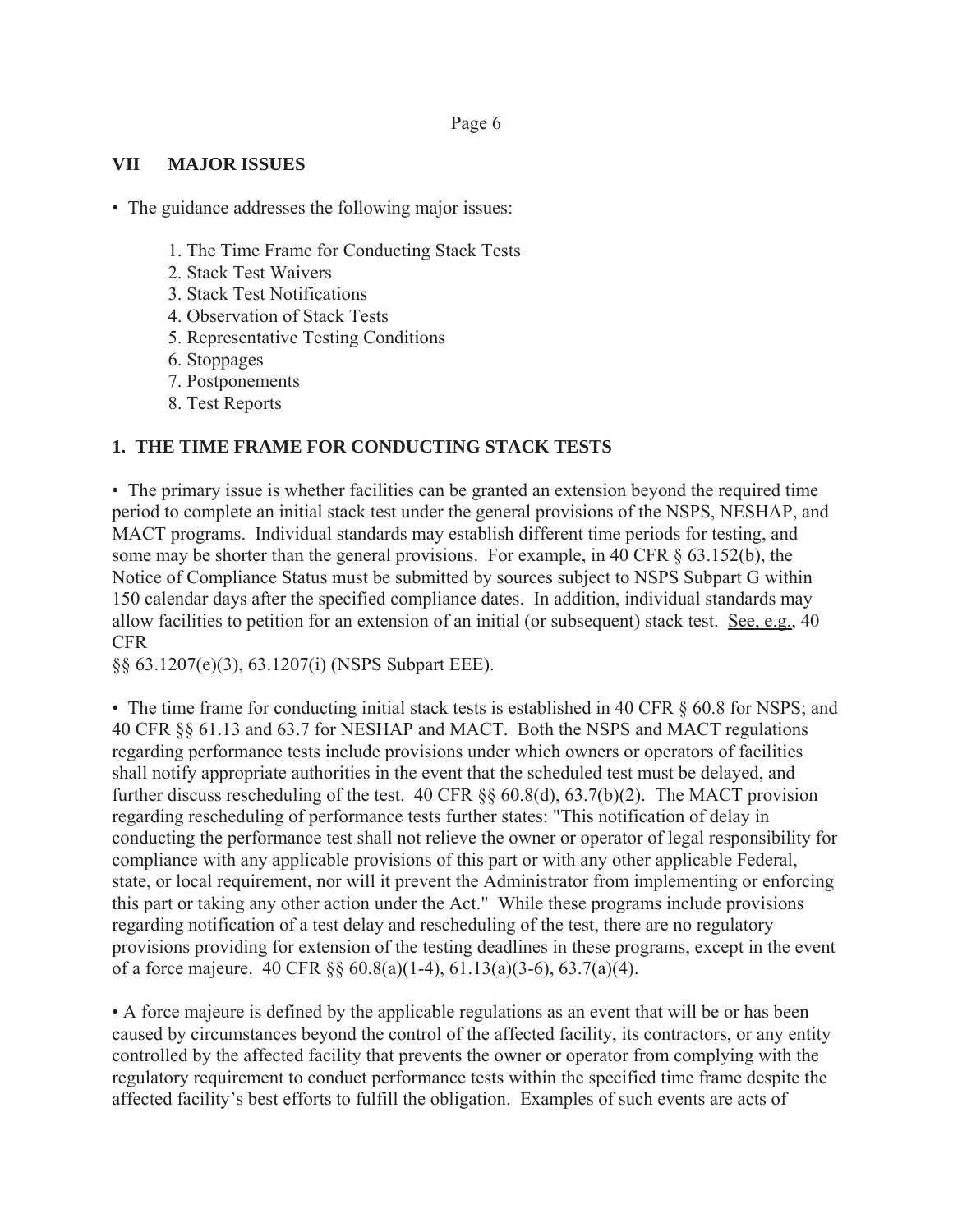## VII MAJOR ISSUES

• The guidance addresses the following major issues:

1. The Time Frame for Conducting Stack Tests
2. Stack Test Waivers
3. Stack Test Notifications
4. Observation of Stack Tests
5. Representative Testing Conditions
6. Stoppages
7. Postponements
8. Test Reports

### 1. THE TIME FRAME FOR CONDUCTING STACK TESTS

• The primary issue is whether facilities can be granted an extension beyond the required time period to complete an initial stack test under the general provisions of the NSPS, NESHAP, and MACT programs. Individual standards may establish different time periods for testing, and some may be shorter than the general provisions. For example, in 40 CFR § 63.152(b), the Notice of Compliance Status must be submitted by sources subject to NSPS Subpart G within 150 calendar days after the specified compliance dates. In addition, individual standards may allow facilities to petition for an extension of an initial (or subsequent) stack test. See, e.g., 40 CFR §§ 63.1207(e)(3), 63.1207(i) (NSPS Subpart EEE).

• The time frame for conducting initial stack tests is established in 40 CFR § 60.8 for NSPS; and 40 CFR §§ 61.13 and 63.7 for NESHAP and MACT. Both the NSPS and MACT regulations regarding performance tests include provisions under which owners or operators of facilities shall notify appropriate authorities in the event that the scheduled test must be delayed, and further discuss rescheduling of the test. 40 CFR §§ 60.8(d), 63.7(b)(2). The MACT provision regarding rescheduling of performance tests further states: "This notification of delay in conducting the performance test shall not relieve the owner or operator of legal responsibility for compliance with any applicable provisions of this part or with any other applicable Federal, state, or local requirement, nor will it prevent the Administrator from implementing or enforcing this part or taking any other action under the Act." While these programs include provisions regarding notification of a test delay and rescheduling of the test, there are no regulatory provisions providing for extension of the testing deadlines in these programs, except in the event of a force majeure. 40 CFR §§ 60.8(a)(1-4), 61.13(a)(3-6), 63.7(a)(4).

• A force majeure is defined by the applicable regulations as an event that will be or has been caused by circumstances beyond the control of the affected facility, its contractors, or any entity controlled by the affected facility that prevents the owner or operator from complying with the regulatory requirement to conduct performance tests within the specified time frame despite the affected facility's best efforts to fulfill the obligation. Examples of such events are acts of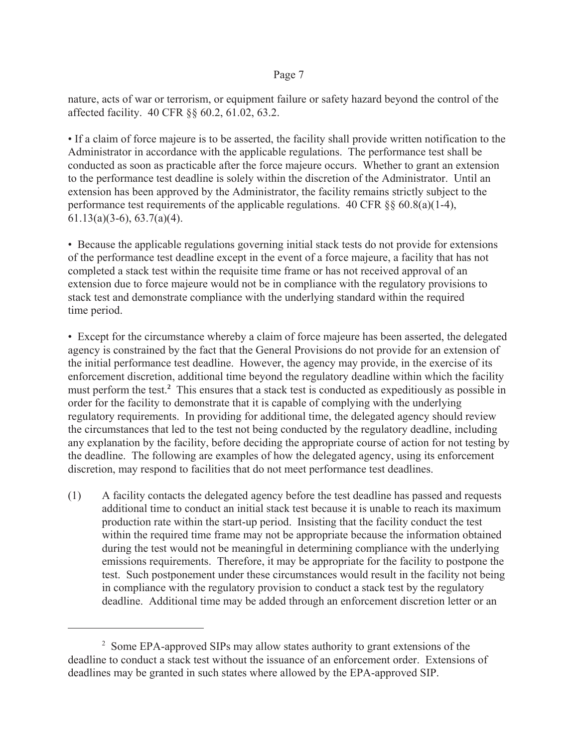nature, acts of war or terrorism, or equipment failure or safety hazard beyond the control of the affected facility. 40 CFR §§ 60.2, 61.02, 63.2.

• If a claim of force majeure is to be asserted, the facility shall provide written notification to the Administrator in accordance with the applicable regulations. The performance test shall be conducted as soon as practicable after the force majeure occurs. Whether to grant an extension to the performance test deadline is solely within the discretion of the Administrator. Until an extension has been approved by the Administrator, the facility remains strictly subject to the performance test requirements of the applicable regulations. 40 CFR §§ 60.8(a)(1-4), 61.13(a)(3-6), 63.7(a)(4).

• Because the applicable regulations governing initial stack tests do not provide for extensions of the performance test deadline except in the event of a force majeure, a facility that has not completed a stack test within the requisite time frame or has not received approval of an extension due to force majeure would not be in compliance with the regulatory provisions to stack test and demonstrate compliance with the underlying standard within the required time period.

• Except for the circumstance whereby a claim of force majeure has been asserted, the delegated agency is constrained by the fact that the General Provisions do not provide for an extension of the initial performance test deadline. However, the agency may provide, in the exercise of its enforcement discretion, additional time beyond the regulatory deadline within which the facility must perform the test.[2] This ensures that a stack test is conducted as expeditiously as possible in order for the facility to demonstrate that it is capable of complying with the underlying regulatory requirements. In providing for additional time, the delegated agency should review the circumstances that led to the test not being conducted by the regulatory deadline, including any explanation by the facility, before deciding the appropriate course of action for not testing by the deadline. The following are examples of how the delegated agency, using its enforcement discretion, may respond to facilities that do not meet performance test deadlines.

(1) A facility contacts the delegated agency before the test deadline has passed and requests additional time to conduct an initial stack test because it is unable to reach its maximum production rate within the start-up period. Insisting that the facility conduct the test within the required time frame may not be appropriate because the information obtained during the test would not be meaningful in determining compliance with the underlying emissions requirements. Therefore, it may be appropriate for the facility to postpone the test. Such postponement under these circumstances would result in the facility not being in compliance with the regulatory provision to conduct a stack test by the regulatory deadline. Additional time may be added through an enforcement discretion letter or an

---

[2] Some EPA-approved SIPs may allow states authority to grant extensions of the deadline to conduct a stack test without the issuance of an enforcement order. Extensions of deadlines may be granted in such states where allowed by the EPA-approved SIP.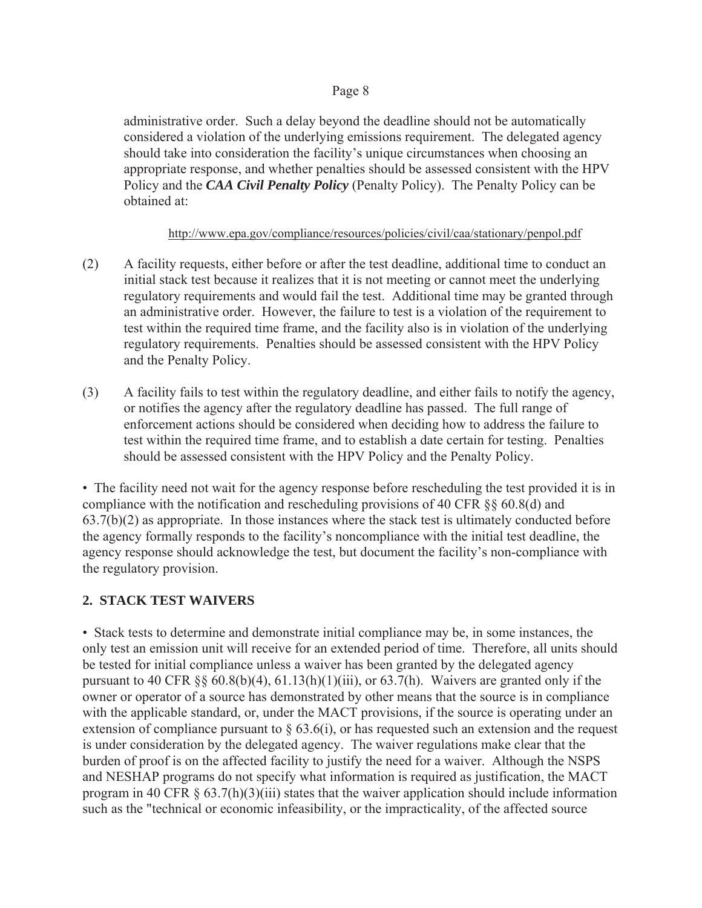administrative order. Such a delay beyond the deadline should not be automatically considered a violation of the underlying emissions requirement. The delegated agency should take into consideration the facility's unique circumstances when choosing an appropriate response, and whether penalties should be assessed consistent with the HPV Policy and the ***CAA Civil Penalty Policy*** (Penalty Policy). The Penalty Policy can be obtained at:

http://www.epa.gov/compliance/resources/policies/civil/caa/stationary/penpol.pdf

(2) A facility requests, either before or after the test deadline, additional time to conduct an initial stack test because it realizes that it is not meeting or cannot meet the underlying regulatory requirements and would fail the test. Additional time may be granted through an administrative order. However, the failure to test is a violation of the requirement to test within the required time frame, and the facility also is in violation of the underlying regulatory requirements. Penalties should be assessed consistent with the HPV Policy and the Penalty Policy.

(3) A facility fails to test within the regulatory deadline, and either fails to notify the agency, or notifies the agency after the regulatory deadline has passed. The full range of enforcement actions should be considered when deciding how to address the failure to test within the required time frame, and to establish a date certain for testing. Penalties should be assessed consistent with the HPV Policy and the Penalty Policy.

• The facility need not wait for the agency response before rescheduling the test provided it is in compliance with the notification and rescheduling provisions of 40 CFR §§ 60.8(d) and 63.7(b)(2) as appropriate. In those instances where the stack test is ultimately conducted before the agency formally responds to the facility's noncompliance with the initial test deadline, the agency response should acknowledge the test, but document the facility's non-compliance with the regulatory provision.

## 2. STACK TEST WAIVERS

• Stack tests to determine and demonstrate initial compliance may be, in some instances, the only test an emission unit will receive for an extended period of time. Therefore, all units should be tested for initial compliance unless a waiver has been granted by the delegated agency pursuant to 40 CFR §§ 60.8(b)(4), 61.13(h)(1)(iii), or 63.7(h). Waivers are granted only if the owner or operator of a source has demonstrated by other means that the source is in compliance with the applicable standard, or, under the MACT provisions, if the source is operating under an extension of compliance pursuant to § 63.6(i), or has requested such an extension and the request is under consideration by the delegated agency. The waiver regulations make clear that the burden of proof is on the affected facility to justify the need for a waiver. Although the NSPS and NESHAP programs do not specify what information is required as justification, the MACT program in 40 CFR § 63.7(h)(3)(iii) states that the waiver application should include information such as the "technical or economic infeasibility, or the impracticality, of the affected source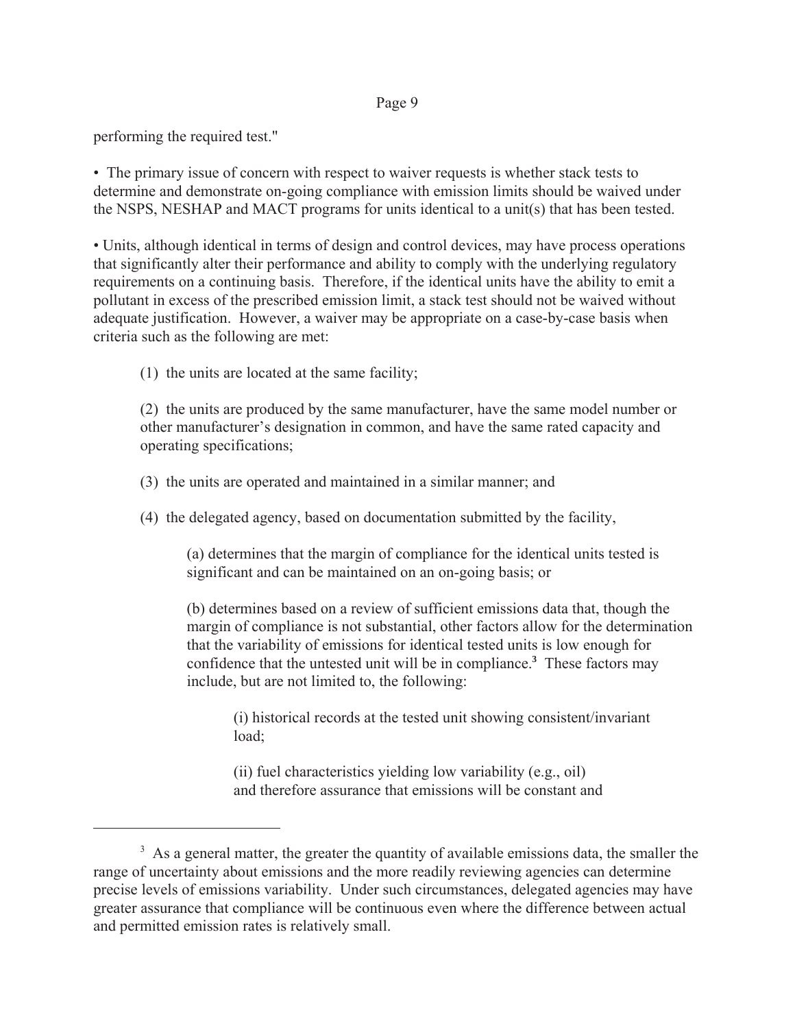performing the required test."

- The primary issue of concern with respect to waiver requests is whether stack tests to determine and demonstrate on-going compliance with emission limits should be waived under the NSPS, NESHAP and MACT programs for units identical to a unit(s) that has been tested.

- Units, although identical in terms of design and control devices, may have process operations that significantly alter their performance and ability to comply with the underlying regulatory requirements on a continuing basis. Therefore, if the identical units have the ability to emit a pollutant in excess of the prescribed emission limit, a stack test should not be waived without adequate justification. However, a waiver may be appropriate on a case-by-case basis when criteria such as the following are met:

  (1) the units are located at the same facility;

  (2) the units are produced by the same manufacturer, have the same model number or other manufacturer's designation in common, and have the same rated capacity and operating specifications;

  (3) the units are operated and maintained in a similar manner; and

  (4) the delegated agency, based on documentation submitted by the facility,

    (a) determines that the margin of compliance for the identical units tested is significant and can be maintained on an on-going basis; or

    (b) determines based on a review of sufficient emissions data that, though the margin of compliance is not substantial, other factors allow for the determination that the variability of emissions for identical tested units is low enough for confidence that the untested unit will be in compliance.[3] These factors may include, but are not limited to, the following:

      (i) historical records at the tested unit showing consistent/invariant load;

      (ii) fuel characteristics yielding low variability (e.g., oil) and therefore assurance that emissions will be constant and

---

[3] As a general matter, the greater the quantity of available emissions data, the smaller the range of uncertainty about emissions and the more readily reviewing agencies can determine precise levels of emissions variability. Under such circumstances, delegated agencies may have greater assurance that compliance will be continuous even where the difference between actual and permitted emission rates is relatively small.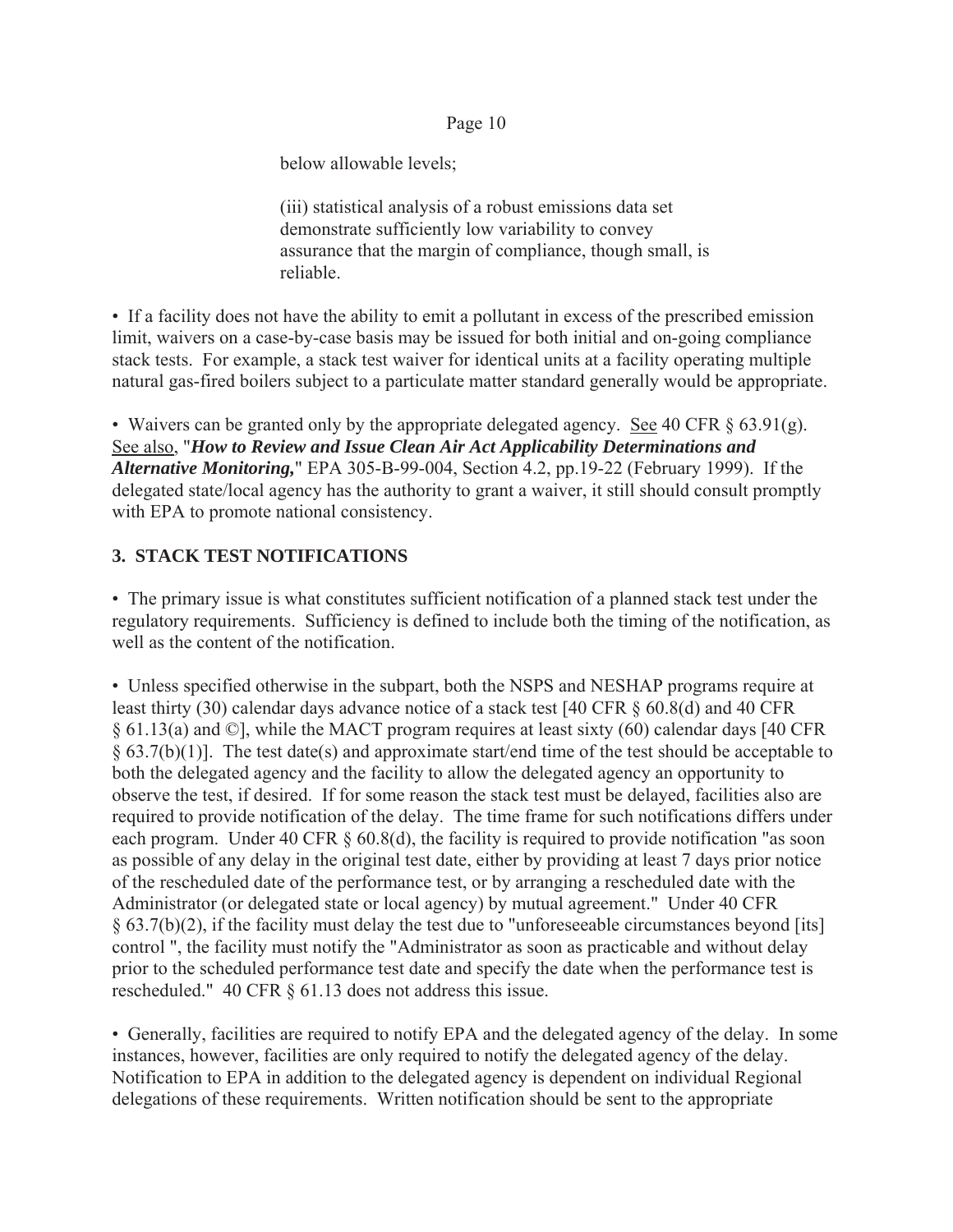below allowable levels;

(iii) statistical analysis of a robust emissions data set demonstrate sufficiently low variability to convey assurance that the margin of compliance, though small, is reliable.

• If a facility does not have the ability to emit a pollutant in excess of the prescribed emission limit, waivers on a case-by-case basis may be issued for both initial and on-going compliance stack tests. For example, a stack test waiver for identical units at a facility operating multiple natural gas-fired boilers subject to a particulate matter standard generally would be appropriate.

• Waivers can be granted only by the appropriate delegated agency. See 40 CFR § 63.91(g). See also, "***How to Review and Issue Clean Air Act Applicability Determinations and Alternative Monitoring,***" EPA 305-B-99-004, Section 4.2, pp.19-22 (February 1999). If the delegated state/local agency has the authority to grant a waiver, it still should consult promptly with EPA to promote national consistency.

## 3. STACK TEST NOTIFICATIONS

• The primary issue is what constitutes sufficient notification of a planned stack test under the regulatory requirements. Sufficiency is defined to include both the timing of the notification, as well as the content of the notification.

• Unless specified otherwise in the subpart, both the NSPS and NESHAP programs require at least thirty (30) calendar days advance notice of a stack test [40 CFR § 60.8(d) and 40 CFR § 61.13(a) and ©], while the MACT program requires at least sixty (60) calendar days [40 CFR § 63.7(b)(1)]. The test date(s) and approximate start/end time of the test should be acceptable to both the delegated agency and the facility to allow the delegated agency an opportunity to observe the test, if desired. If for some reason the stack test must be delayed, facilities also are required to provide notification of the delay. The time frame for such notifications differs under each program. Under 40 CFR § 60.8(d), the facility is required to provide notification "as soon as possible of any delay in the original test date, either by providing at least 7 days prior notice of the rescheduled date of the performance test, or by arranging a rescheduled date with the Administrator (or delegated state or local agency) by mutual agreement." Under 40 CFR § 63.7(b)(2), if the facility must delay the test due to "unforeseeable circumstances beyond [its] control ", the facility must notify the "Administrator as soon as practicable and without delay prior to the scheduled performance test date and specify the date when the performance test is rescheduled." 40 CFR § 61.13 does not address this issue.

• Generally, facilities are required to notify EPA and the delegated agency of the delay. In some instances, however, facilities are only required to notify the delegated agency of the delay. Notification to EPA in addition to the delegated agency is dependent on individual Regional delegations of these requirements. Written notification should be sent to the appropriate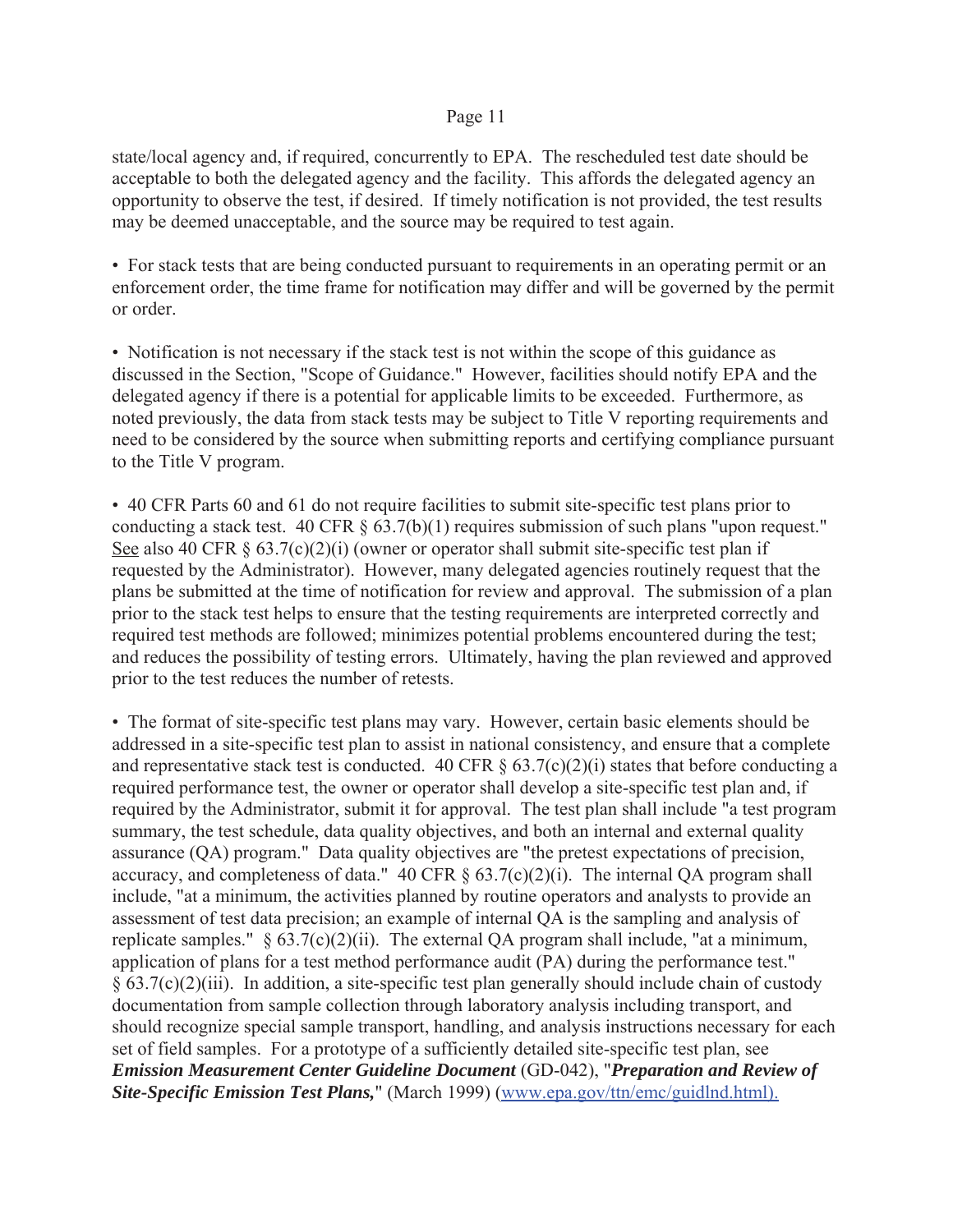state/local agency and, if required, concurrently to EPA. The rescheduled test date should be acceptable to both the delegated agency and the facility. This affords the delegated agency an opportunity to observe the test, if desired. If timely notification is not provided, the test results may be deemed unacceptable, and the source may be required to test again.

• For stack tests that are being conducted pursuant to requirements in an operating permit or an enforcement order, the time frame for notification may differ and will be governed by the permit or order.

• Notification is not necessary if the stack test is not within the scope of this guidance as discussed in the Section, "Scope of Guidance." However, facilities should notify EPA and the delegated agency if there is a potential for applicable limits to be exceeded. Furthermore, as noted previously, the data from stack tests may be subject to Title V reporting requirements and need to be considered by the source when submitting reports and certifying compliance pursuant to the Title V program.

• 40 CFR Parts 60 and 61 do not require facilities to submit site-specific test plans prior to conducting a stack test. 40 CFR § 63.7(b)(1) requires submission of such plans "upon request." See also 40 CFR § 63.7(c)(2)(i) (owner or operator shall submit site-specific test plan if requested by the Administrator). However, many delegated agencies routinely request that the plans be submitted at the time of notification for review and approval. The submission of a plan prior to the stack test helps to ensure that the testing requirements are interpreted correctly and required test methods are followed; minimizes potential problems encountered during the test; and reduces the possibility of testing errors. Ultimately, having the plan reviewed and approved prior to the test reduces the number of retests.

• The format of site-specific test plans may vary. However, certain basic elements should be addressed in a site-specific test plan to assist in national consistency, and ensure that a complete and representative stack test is conducted. 40 CFR § 63.7(c)(2)(i) states that before conducting a required performance test, the owner or operator shall develop a site-specific test plan and, if required by the Administrator, submit it for approval. The test plan shall include "a test program summary, the test schedule, data quality objectives, and both an internal and external quality assurance (QA) program." Data quality objectives are "the pretest expectations of precision, accuracy, and completeness of data." 40 CFR § 63.7(c)(2)(i). The internal QA program shall include, "at a minimum, the activities planned by routine operators and analysts to provide an assessment of test data precision; an example of internal QA is the sampling and analysis of replicate samples." § 63.7(c)(2)(ii). The external QA program shall include, "at a minimum, application of plans for a test method performance audit (PA) during the performance test." § 63.7(c)(2)(iii). In addition, a site-specific test plan generally should include chain of custody documentation from sample collection through laboratory analysis including transport, and should recognize special sample transport, handling, and analysis instructions necessary for each set of field samples. For a prototype of a sufficiently detailed site-specific test plan, see ***Emission Measurement Center Guideline Document*** (GD-042), "***Preparation and Review of Site-Specific Emission Test Plans,***" (March 1999) (www.epa.gov/ttn/emc/guidlnd.html).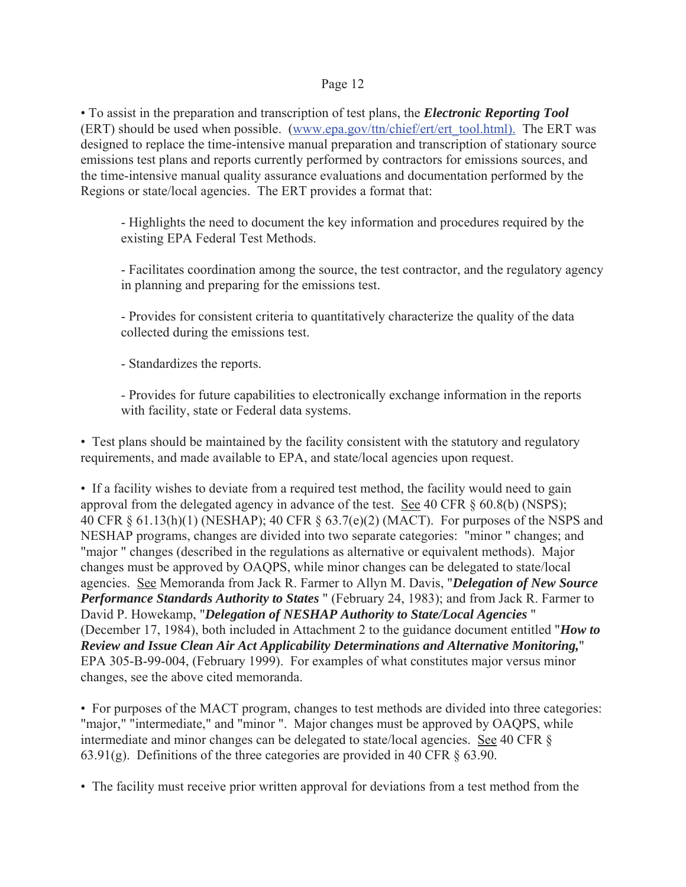• To assist in the preparation and transcription of test plans, the ***Electronic Reporting Tool*** (ERT) should be used when possible. (www.epa.gov/ttn/chief/ert/ert_tool.html). The ERT was designed to replace the time-intensive manual preparation and transcription of stationary source emissions test plans and reports currently performed by contractors for emissions sources, and the time-intensive manual quality assurance evaluations and documentation performed by the Regions or state/local agencies. The ERT provides a format that:

- Highlights the need to document the key information and procedures required by the existing EPA Federal Test Methods.

- Facilitates coordination among the source, the test contractor, and the regulatory agency in planning and preparing for the emissions test.

- Provides for consistent criteria to quantitatively characterize the quality of the data collected during the emissions test.

- Standardizes the reports.

- Provides for future capabilities to electronically exchange information in the reports with facility, state or Federal data systems.

• Test plans should be maintained by the facility consistent with the statutory and regulatory requirements, and made available to EPA, and state/local agencies upon request.

• If a facility wishes to deviate from a required test method, the facility would need to gain approval from the delegated agency in advance of the test. See 40 CFR § 60.8(b) (NSPS); 40 CFR § 61.13(h)(1) (NESHAP); 40 CFR § 63.7(e)(2) (MACT). For purposes of the NSPS and NESHAP programs, changes are divided into two separate categories: "minor " changes; and "major " changes (described in the regulations as alternative or equivalent methods). Major changes must be approved by OAQPS, while minor changes can be delegated to state/local agencies. See Memoranda from Jack R. Farmer to Allyn M. Davis, "***Delegation of New Source Performance Standards Authority to States*** " (February 24, 1983); and from Jack R. Farmer to David P. Howekamp, "***Delegation of NESHAP Authority to State/Local Agencies*** " (December 17, 1984), both included in Attachment 2 to the guidance document entitled "***How to Review and Issue Clean Air Act Applicability Determinations and Alternative Monitoring,***" EPA 305-B-99-004, (February 1999). For examples of what constitutes major versus minor changes, see the above cited memoranda.

• For purposes of the MACT program, changes to test methods are divided into three categories: "major," "intermediate," and "minor ". Major changes must be approved by OAQPS, while intermediate and minor changes can be delegated to state/local agencies. See 40 CFR § 63.91(g). Definitions of the three categories are provided in 40 CFR § 63.90.

• The facility must receive prior written approval for deviations from a test method from the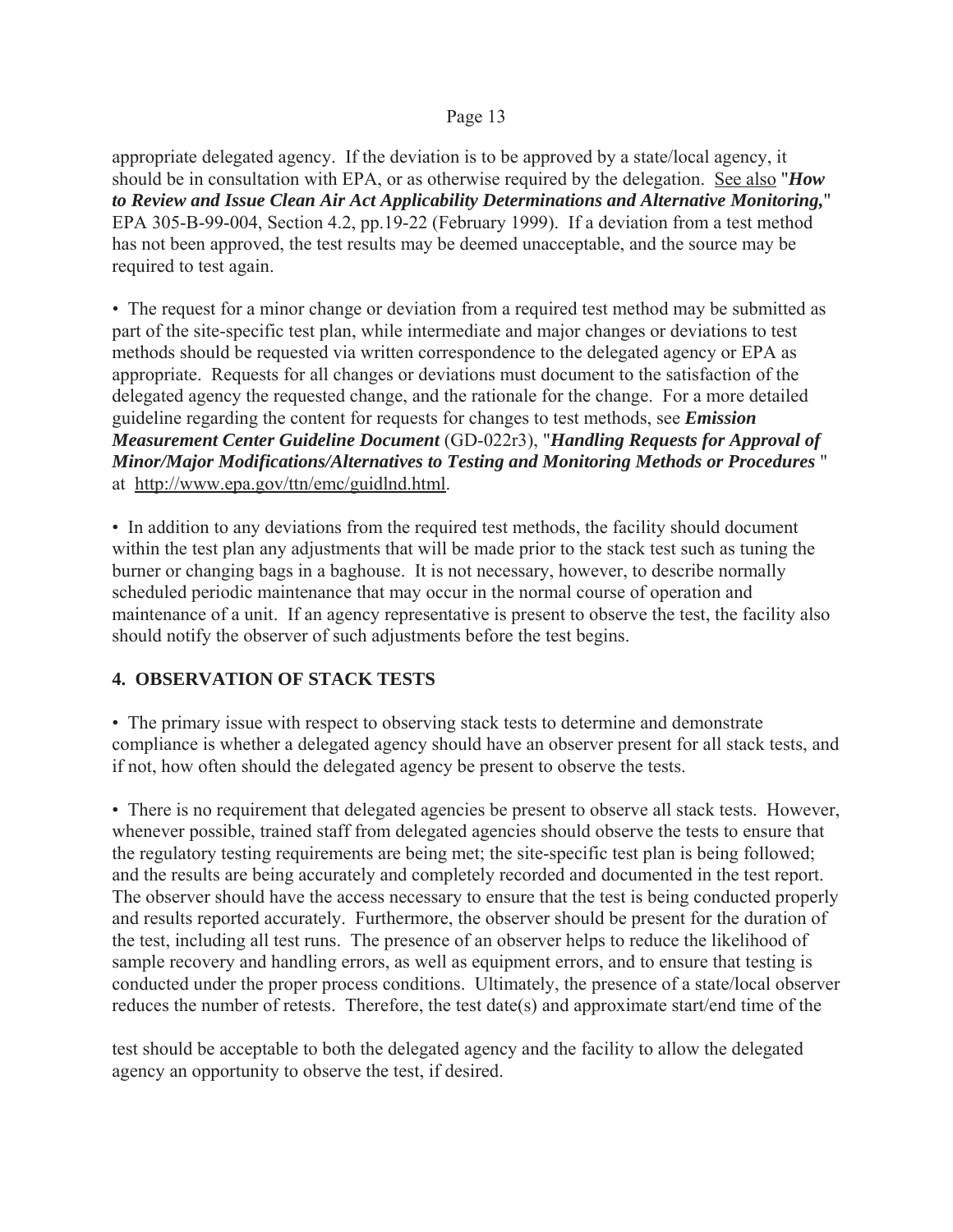appropriate delegated agency. If the deviation is to be approved by a state/local agency, it should be in consultation with EPA, or as otherwise required by the delegation. See also "***How to Review and Issue Clean Air Act Applicability Determinations and Alternative Monitoring,***" EPA 305-B-99-004, Section 4.2, pp.19-22 (February 1999). If a deviation from a test method has not been approved, the test results may be deemed unacceptable, and the source may be required to test again.

• The request for a minor change or deviation from a required test method may be submitted as part of the site-specific test plan, while intermediate and major changes or deviations to test methods should be requested via written correspondence to the delegated agency or EPA as appropriate. Requests for all changes or deviations must document to the satisfaction of the delegated agency the requested change, and the rationale for the change. For a more detailed guideline regarding the content for requests for changes to test methods, see ***Emission Measurement Center Guideline Document*** (GD-022r3), "***Handling Requests for Approval of Minor/Major Modifications/Alternatives to Testing and Monitoring Methods or Procedures*** " at http://www.epa.gov/ttn/emc/guidlnd.html.

• In addition to any deviations from the required test methods, the facility should document within the test plan any adjustments that will be made prior to the stack test such as tuning the burner or changing bags in a baghouse. It is not necessary, however, to describe normally scheduled periodic maintenance that may occur in the normal course of operation and maintenance of a unit. If an agency representative is present to observe the test, the facility also should notify the observer of such adjustments before the test begins.

## 4. OBSERVATION OF STACK TESTS

• The primary issue with respect to observing stack tests to determine and demonstrate compliance is whether a delegated agency should have an observer present for all stack tests, and if not, how often should the delegated agency be present to observe the tests.

• There is no requirement that delegated agencies be present to observe all stack tests. However, whenever possible, trained staff from delegated agencies should observe the tests to ensure that the regulatory testing requirements are being met; the site-specific test plan is being followed; and the results are being accurately and completely recorded and documented in the test report. The observer should have the access necessary to ensure that the test is being conducted properly and results reported accurately. Furthermore, the observer should be present for the duration of the test, including all test runs. The presence of an observer helps to reduce the likelihood of sample recovery and handling errors, as well as equipment errors, and to ensure that testing is conducted under the proper process conditions. Ultimately, the presence of a state/local observer reduces the number of retests. Therefore, the test date(s) and approximate start/end time of the test should be acceptable to both the delegated agency and the facility to allow the delegated agency an opportunity to observe the test, if desired.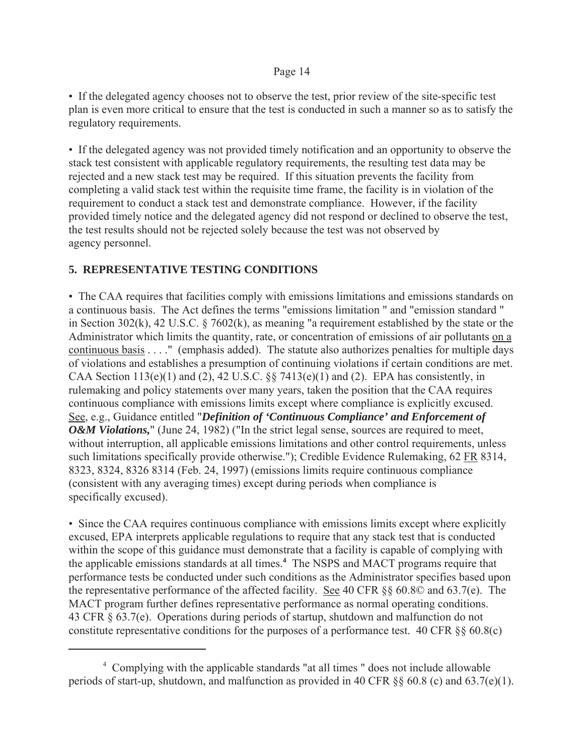• If the delegated agency chooses not to observe the test, prior review of the site-specific test plan is even more critical to ensure that the test is conducted in such a manner so as to satisfy the regulatory requirements.

• If the delegated agency was not provided timely notification and an opportunity to observe the stack test consistent with applicable regulatory requirements, the resulting test data may be rejected and a new stack test may be required. If this situation prevents the facility from completing a valid stack test within the requisite time frame, the facility is in violation of the requirement to conduct a stack test and demonstrate compliance. However, if the facility provided timely notice and the delegated agency did not respond or declined to observe the test, the test results should not be rejected solely because the test was not observed by agency personnel.

## 5. REPRESENTATIVE TESTING CONDITIONS

• The CAA requires that facilities comply with emissions limitations and emissions standards on a continuous basis. The Act defines the terms "emissions limitation " and "emission standard " in Section 302(k), 42 U.S.C. § 7602(k), as meaning "a requirement established by the state or the Administrator which limits the quantity, rate, or concentration of emissions of air pollutants <u>on a continuous basis</u> . . . ." (emphasis added). The statute also authorizes penalties for multiple days of violations and establishes a presumption of continuing violations if certain conditions are met. CAA Section 113(e)(1) and (2), 42 U.S.C. §§ 7413(e)(1) and (2). EPA has consistently, in rulemaking and policy statements over many years, taken the position that the CAA requires continuous compliance with emissions limits except where compliance is explicitly excused. <u>See</u>, e.g., Guidance entitled "***Definition of 'Continuous Compliance' and Enforcement of O&M Violations,***" (June 24, 1982) ("In the strict legal sense, sources are required to meet, without interruption, all applicable emissions limitations and other control requirements, unless such limitations specifically provide otherwise."); Credible Evidence Rulemaking, 62 <u>FR</u> 8314, 8323, 8324, 8326 8314 (Feb. 24, 1997) (emissions limits require continuous compliance (consistent with any averaging times) except during periods when compliance is specifically excused).

• Since the CAA requires continuous compliance with emissions limits except where explicitly excused, EPA interprets applicable regulations to require that any stack test that is conducted within the scope of this guidance must demonstrate that a facility is capable of complying with the applicable emissions standards at all times.[4] The NSPS and MACT programs require that performance tests be conducted under such conditions as the Administrator specifies based upon the representative performance of the affected facility. <u>See</u> 40 CFR §§ 60.8© and 63.7(e). The MACT program further defines representative performance as normal operating conditions. 43 CFR § 63.7(e). Operations during periods of startup, shutdown and malfunction do not constitute representative conditions for the purposes of a performance test. 40 CFR §§ 60.8(c)

---

[4] Complying with the applicable standards "at all times " does not include allowable periods of start-up, shutdown, and malfunction as provided in 40 CFR §§ 60.8 (c) and 63.7(e)(1).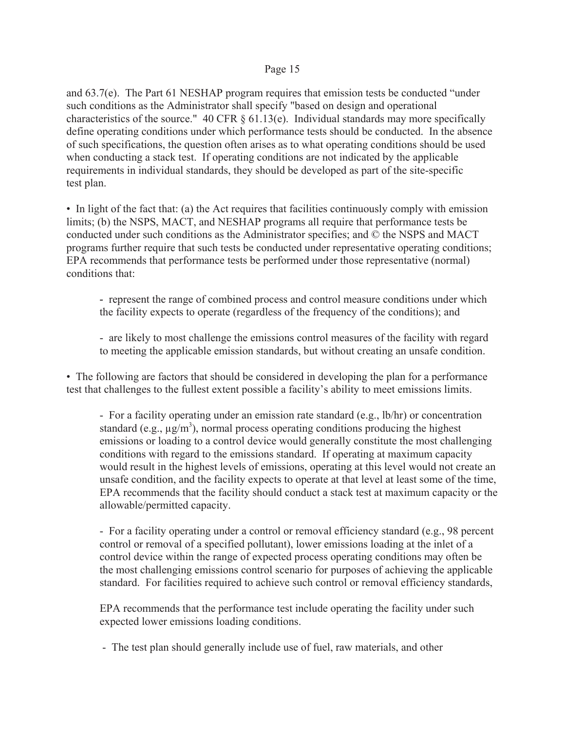and 63.7(e). The Part 61 NESHAP program requires that emission tests be conducted "under such conditions as the Administrator shall specify "based on design and operational characteristics of the source." 40 CFR § 61.13(e). Individual standards may more specifically define operating conditions under which performance tests should be conducted. In the absence of such specifications, the question often arises as to what operating conditions should be used when conducting a stack test. If operating conditions are not indicated by the applicable requirements in individual standards, they should be developed as part of the site-specific test plan.

• In light of the fact that: (a) the Act requires that facilities continuously comply with emission limits; (b) the NSPS, MACT, and NESHAP programs all require that performance tests be conducted under such conditions as the Administrator specifies; and © the NSPS and MACT programs further require that such tests be conducted under representative operating conditions; EPA recommends that performance tests be performed under those representative (normal) conditions that:

- represent the range of combined process and control measure conditions under which the facility expects to operate (regardless of the frequency of the conditions); and

- are likely to most challenge the emissions control measures of the facility with regard to meeting the applicable emission standards, but without creating an unsafe condition.

• The following are factors that should be considered in developing the plan for a performance test that challenges to the fullest extent possible a facility's ability to meet emissions limits.

- For a facility operating under an emission rate standard (e.g., lb/hr) or concentration standard (e.g., $\mu g/m^3$), normal process operating conditions producing the highest emissions or loading to a control device would generally constitute the most challenging conditions with regard to the emissions standard. If operating at maximum capacity would result in the highest levels of emissions, operating at this level would not create an unsafe condition, and the facility expects to operate at that level at least some of the time, EPA recommends that the facility should conduct a stack test at maximum capacity or the allowable/permitted capacity.

- For a facility operating under a control or removal efficiency standard (e.g., 98 percent control or removal of a specified pollutant), lower emissions loading at the inlet of a control device within the range of expected process operating conditions may often be the most challenging emissions control scenario for purposes of achieving the applicable standard. For facilities required to achieve such control or removal efficiency standards,

EPA recommends that the performance test include operating the facility under such expected lower emissions loading conditions.

- The test plan should generally include use of fuel, raw materials, and other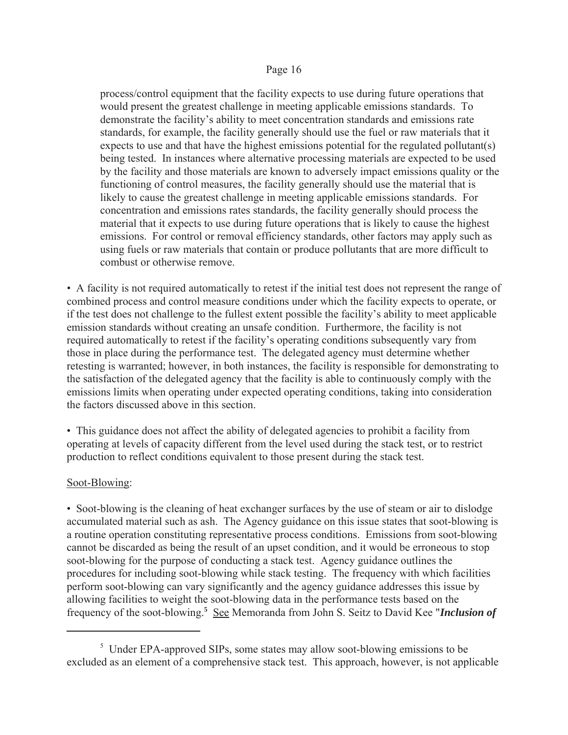process/control equipment that the facility expects to use during future operations that would present the greatest challenge in meeting applicable emissions standards. To demonstrate the facility's ability to meet concentration standards and emissions rate standards, for example, the facility generally should use the fuel or raw materials that it expects to use and that have the highest emissions potential for the regulated pollutant(s) being tested. In instances where alternative processing materials are expected to be used by the facility and those materials are known to adversely impact emissions quality or the functioning of control measures, the facility generally should use the material that is likely to cause the greatest challenge in meeting applicable emissions standards. For concentration and emissions rates standards, the facility generally should process the material that it expects to use during future operations that is likely to cause the highest emissions. For control or removal efficiency standards, other factors may apply such as using fuels or raw materials that contain or produce pollutants that are more difficult to combust or otherwise remove.

• A facility is not required automatically to retest if the initial test does not represent the range of combined process and control measure conditions under which the facility expects to operate, or if the test does not challenge to the fullest extent possible the facility's ability to meet applicable emission standards without creating an unsafe condition. Furthermore, the facility is not required automatically to retest if the facility's operating conditions subsequently vary from those in place during the performance test. The delegated agency must determine whether retesting is warranted; however, in both instances, the facility is responsible for demonstrating to the satisfaction of the delegated agency that the facility is able to continuously comply with the emissions limits when operating under expected operating conditions, taking into consideration the factors discussed above in this section.

• This guidance does not affect the ability of delegated agencies to prohibit a facility from operating at levels of capacity different from the level used during the stack test, or to restrict production to reflect conditions equivalent to those present during the stack test.

Soot-Blowing:

• Soot-blowing is the cleaning of heat exchanger surfaces by the use of steam or air to dislodge accumulated material such as ash. The Agency guidance on this issue states that soot-blowing is a routine operation constituting representative process conditions. Emissions from soot-blowing cannot be discarded as being the result of an upset condition, and it would be erroneous to stop soot-blowing for the purpose of conducting a stack test. Agency guidance outlines the procedures for including soot-blowing while stack testing. The frequency with which facilities perform soot-blowing can vary significantly and the agency guidance addresses this issue by allowing facilities to weight the soot-blowing data in the performance tests based on the frequency of the soot-blowing.[5] See Memoranda from John S. Seitz to David Kee "***Inclusion of***

---

[5] Under EPA-approved SIPs, some states may allow soot-blowing emissions to be excluded as an element of a comprehensive stack test. This approach, however, is not applicable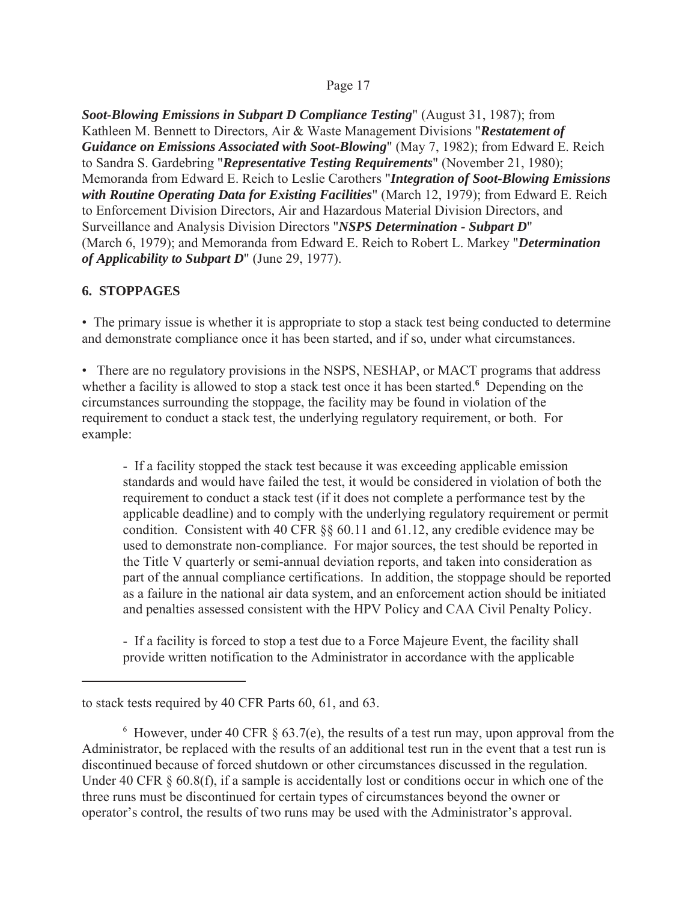***Soot-Blowing Emissions in Subpart D Compliance Testing***" (August 31, 1987); from Kathleen M. Bennett to Directors, Air & Waste Management Divisions "***Restatement of Guidance on Emissions Associated with Soot-Blowing***" (May 7, 1982); from Edward E. Reich to Sandra S. Gardebring "***Representative Testing Requirements***" (November 21, 1980); Memoranda from Edward E. Reich to Leslie Carothers "***Integration of Soot-Blowing Emissions with Routine Operating Data for Existing Facilities***" (March 12, 1979); from Edward E. Reich to Enforcement Division Directors, Air and Hazardous Material Division Directors, and Surveillance and Analysis Division Directors "***NSPS Determination - Subpart D***" (March 6, 1979); and Memoranda from Edward E. Reich to Robert L. Markey "***Determination of Applicability to Subpart D***" (June 29, 1977).

## 6. STOPPAGES

- The primary issue is whether it is appropriate to stop a stack test being conducted to determine and demonstrate compliance once it has been started, and if so, under what circumstances.

- There are no regulatory provisions in the NSPS, NESHAP, or MACT programs that address whether a facility is allowed to stop a stack test once it has been started.[6] Depending on the circumstances surrounding the stoppage, the facility may be found in violation of the requirement to conduct a stack test, the underlying regulatory requirement, or both. For example:

  - If a facility stopped the stack test because it was exceeding applicable emission standards and would have failed the test, it would be considered in violation of both the requirement to conduct a stack test (if it does not complete a performance test by the applicable deadline) and to comply with the underlying regulatory requirement or permit condition. Consistent with 40 CFR §§ 60.11 and 61.12, any credible evidence may be used to demonstrate non-compliance. For major sources, the test should be reported in the Title V quarterly or semi-annual deviation reports, and taken into consideration as part of the annual compliance certifications. In addition, the stoppage should be reported as a failure in the national air data system, and an enforcement action should be initiated and penalties assessed consistent with the HPV Policy and CAA Civil Penalty Policy.

  - If a facility is forced to stop a test due to a Force Majeure Event, the facility shall provide written notification to the Administrator in accordance with the applicable

---

to stack tests required by 40 CFR Parts 60, 61, and 63.

[6] However, under 40 CFR § 63.7(e), the results of a test run may, upon approval from the Administrator, be replaced with the results of an additional test run in the event that a test run is discontinued because of forced shutdown or other circumstances discussed in the regulation. Under 40 CFR § 60.8(f), if a sample is accidentally lost or conditions occur in which one of the three runs must be discontinued for certain types of circumstances beyond the owner or operator's control, the results of two runs may be used with the Administrator's approval.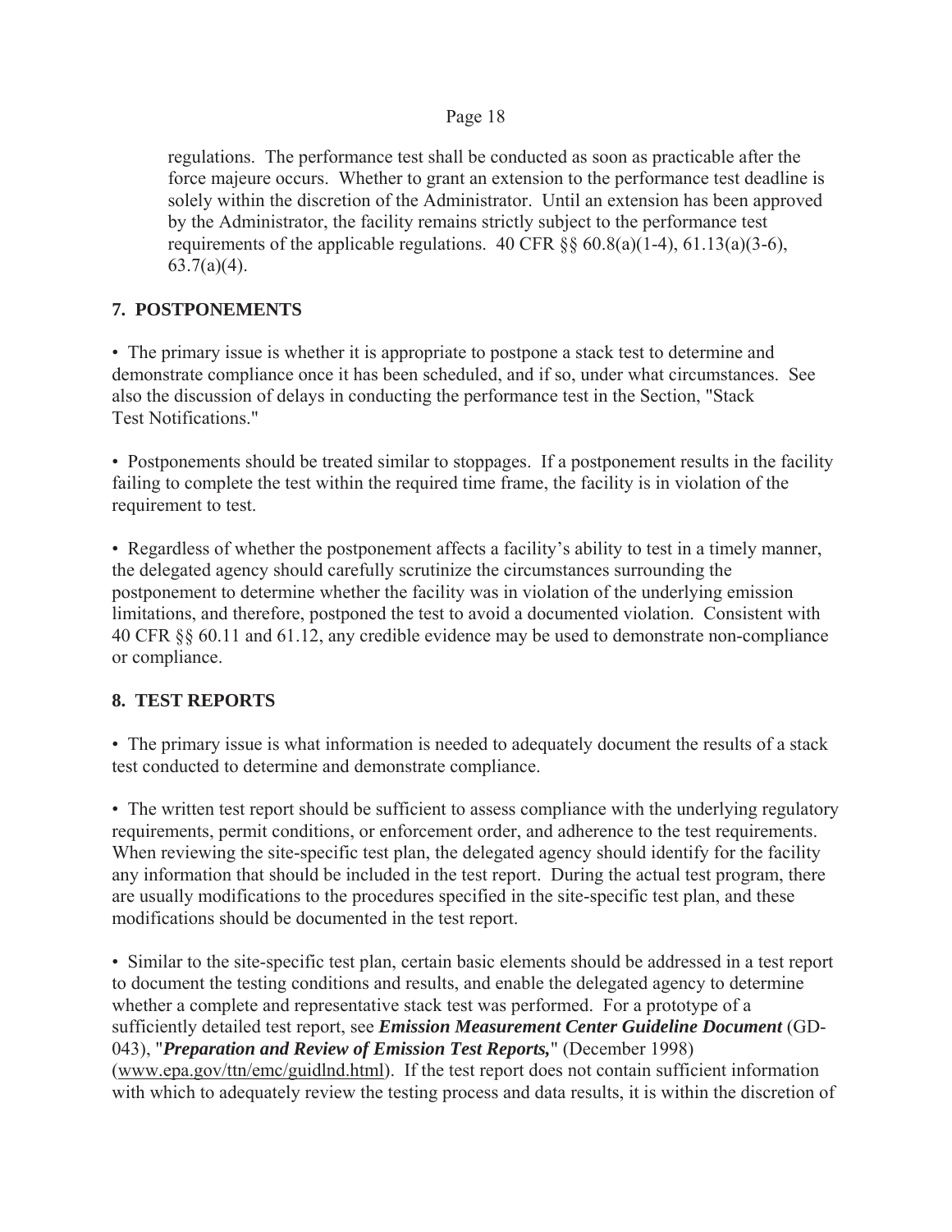regulations. The performance test shall be conducted as soon as practicable after the force majeure occurs. Whether to grant an extension to the performance test deadline is solely within the discretion of the Administrator. Until an extension has been approved by the Administrator, the facility remains strictly subject to the performance test requirements of the applicable regulations. 40 CFR §§ 60.8(a)(1-4), 61.13(a)(3-6), 63.7(a)(4).

## 7. POSTPONEMENTS

• The primary issue is whether it is appropriate to postpone a stack test to determine and demonstrate compliance once it has been scheduled, and if so, under what circumstances. See also the discussion of delays in conducting the performance test in the Section, "Stack Test Notifications."

• Postponements should be treated similar to stoppages. If a postponement results in the facility failing to complete the test within the required time frame, the facility is in violation of the requirement to test.

• Regardless of whether the postponement affects a facility's ability to test in a timely manner, the delegated agency should carefully scrutinize the circumstances surrounding the postponement to determine whether the facility was in violation of the underlying emission limitations, and therefore, postponed the test to avoid a documented violation. Consistent with 40 CFR §§ 60.11 and 61.12, any credible evidence may be used to demonstrate non-compliance or compliance.

## 8. TEST REPORTS

• The primary issue is what information is needed to adequately document the results of a stack test conducted to determine and demonstrate compliance.

• The written test report should be sufficient to assess compliance with the underlying regulatory requirements, permit conditions, or enforcement order, and adherence to the test requirements. When reviewing the site-specific test plan, the delegated agency should identify for the facility any information that should be included in the test report. During the actual test program, there are usually modifications to the procedures specified in the site-specific test plan, and these modifications should be documented in the test report.

• Similar to the site-specific test plan, certain basic elements should be addressed in a test report to document the testing conditions and results, and enable the delegated agency to determine whether a complete and representative stack test was performed. For a prototype of a sufficiently detailed test report, see ***Emission Measurement Center Guideline Document*** (GD-043), "***Preparation and Review of Emission Test Reports,***" (December 1998) (www.epa.gov/ttn/emc/guidlnd.html). If the test report does not contain sufficient information with which to adequately review the testing process and data results, it is within the discretion of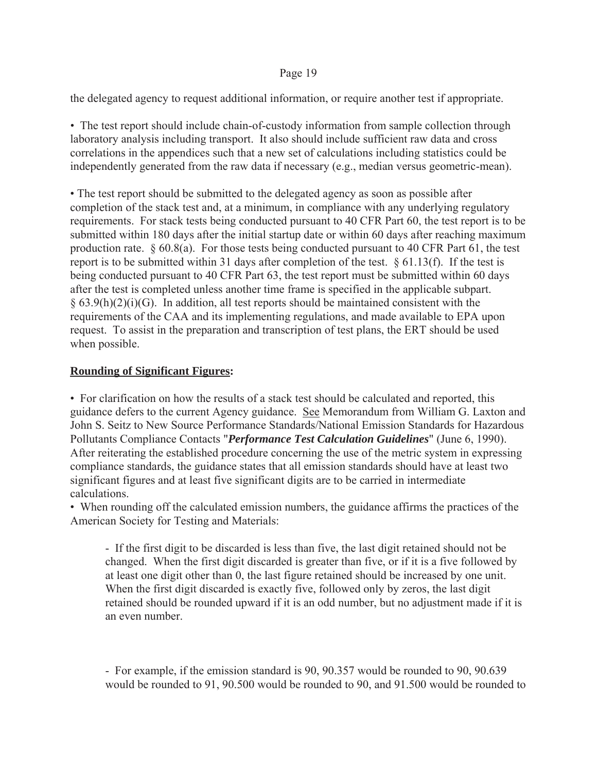the delegated agency to request additional information, or require another test if appropriate.

- The test report should include chain-of-custody information from sample collection through laboratory analysis including transport. It also should include sufficient raw data and cross correlations in the appendices such that a new set of calculations including statistics could be independently generated from the raw data if necessary (e.g., median versus geometric-mean).

- The test report should be submitted to the delegated agency as soon as possible after completion of the stack test and, at a minimum, in compliance with any underlying regulatory requirements. For stack tests being conducted pursuant to 40 CFR Part 60, the test report is to be submitted within 180 days after the initial startup date or within 60 days after reaching maximum production rate. § 60.8(a). For those tests being conducted pursuant to 40 CFR Part 61, the test report is to be submitted within 31 days after completion of the test. § 61.13(f). If the test is being conducted pursuant to 40 CFR Part 63, the test report must be submitted within 60 days after the test is completed unless another time frame is specified in the applicable subpart. § 63.9(h)(2)(i)(G). In addition, all test reports should be maintained consistent with the requirements of the CAA and its implementing regulations, and made available to EPA upon request. To assist in the preparation and transcription of test plans, the ERT should be used when possible.

**Rounding of Significant Figures:**

- For clarification on how the results of a stack test should be calculated and reported, this guidance defers to the current Agency guidance. See Memorandum from William G. Laxton and John S. Seitz to New Source Performance Standards/National Emission Standards for Hazardous Pollutants Compliance Contacts "***Performance Test Calculation Guidelines***" (June 6, 1990). After reiterating the established procedure concerning the use of the metric system in expressing compliance standards, the guidance states that all emission standards should have at least two significant figures and at least five significant digits are to be carried in intermediate calculations.
- When rounding off the calculated emission numbers, the guidance affirms the practices of the American Society for Testing and Materials:

  - If the first digit to be discarded is less than five, the last digit retained should not be changed. When the first digit discarded is greater than five, or if it is a five followed by at least one digit other than 0, the last figure retained should be increased by one unit. When the first digit discarded is exactly five, followed only by zeros, the last digit retained should be rounded upward if it is an odd number, but no adjustment made if it is an even number.

  - For example, if the emission standard is 90, 90.357 would be rounded to 90, 90.639 would be rounded to 91, 90.500 would be rounded to 90, and 91.500 would be rounded to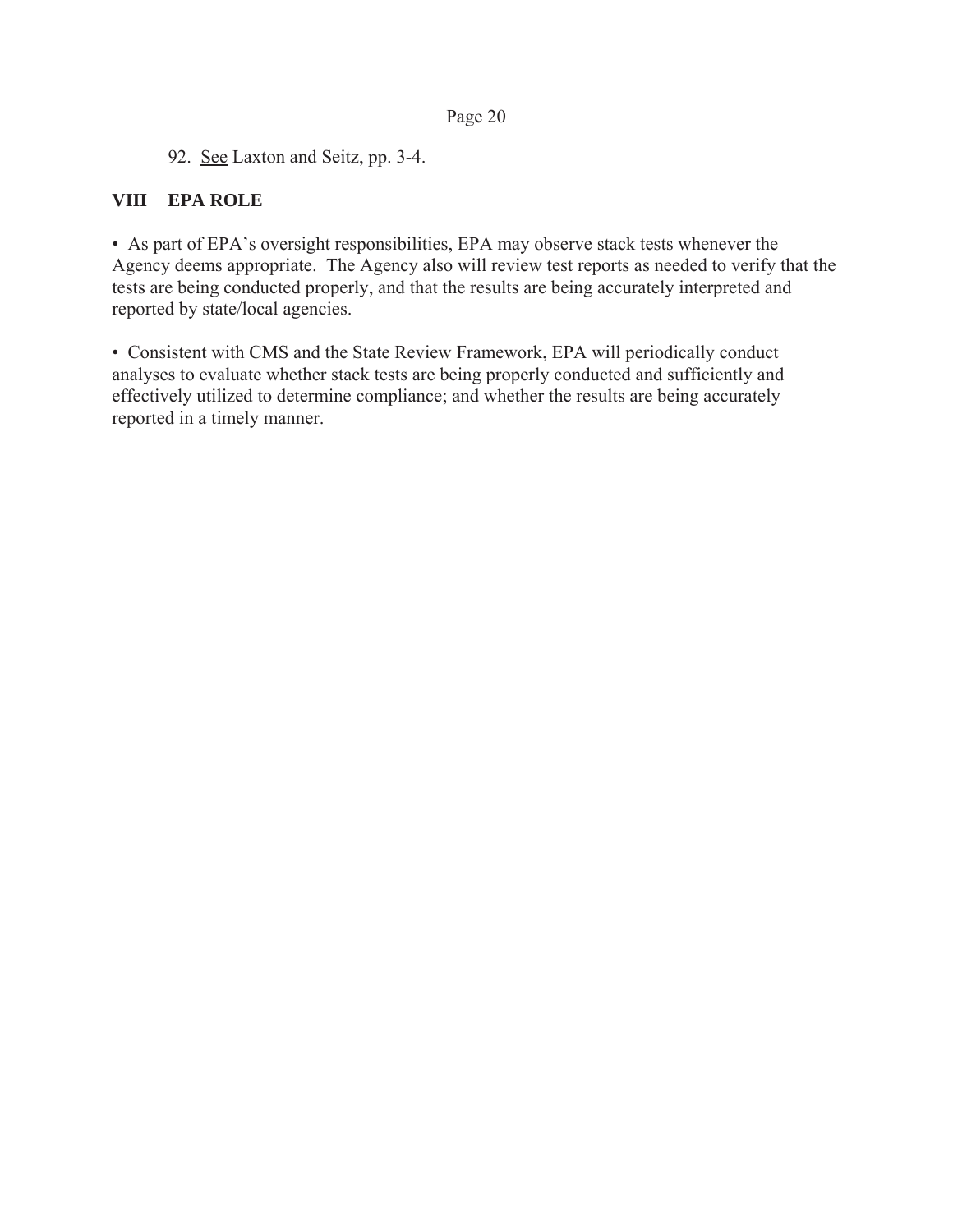92. See Laxton and Seitz, pp. 3-4.

## VIII EPA ROLE

• As part of EPA's oversight responsibilities, EPA may observe stack tests whenever the Agency deems appropriate. The Agency also will review test reports as needed to verify that the tests are being conducted properly, and that the results are being accurately interpreted and reported by state/local agencies.

• Consistent with CMS and the State Review Framework, EPA will periodically conduct analyses to evaluate whether stack tests are being properly conducted and sufficiently and effectively utilized to determine compliance; and whether the results are being accurately reported in a timely manner.